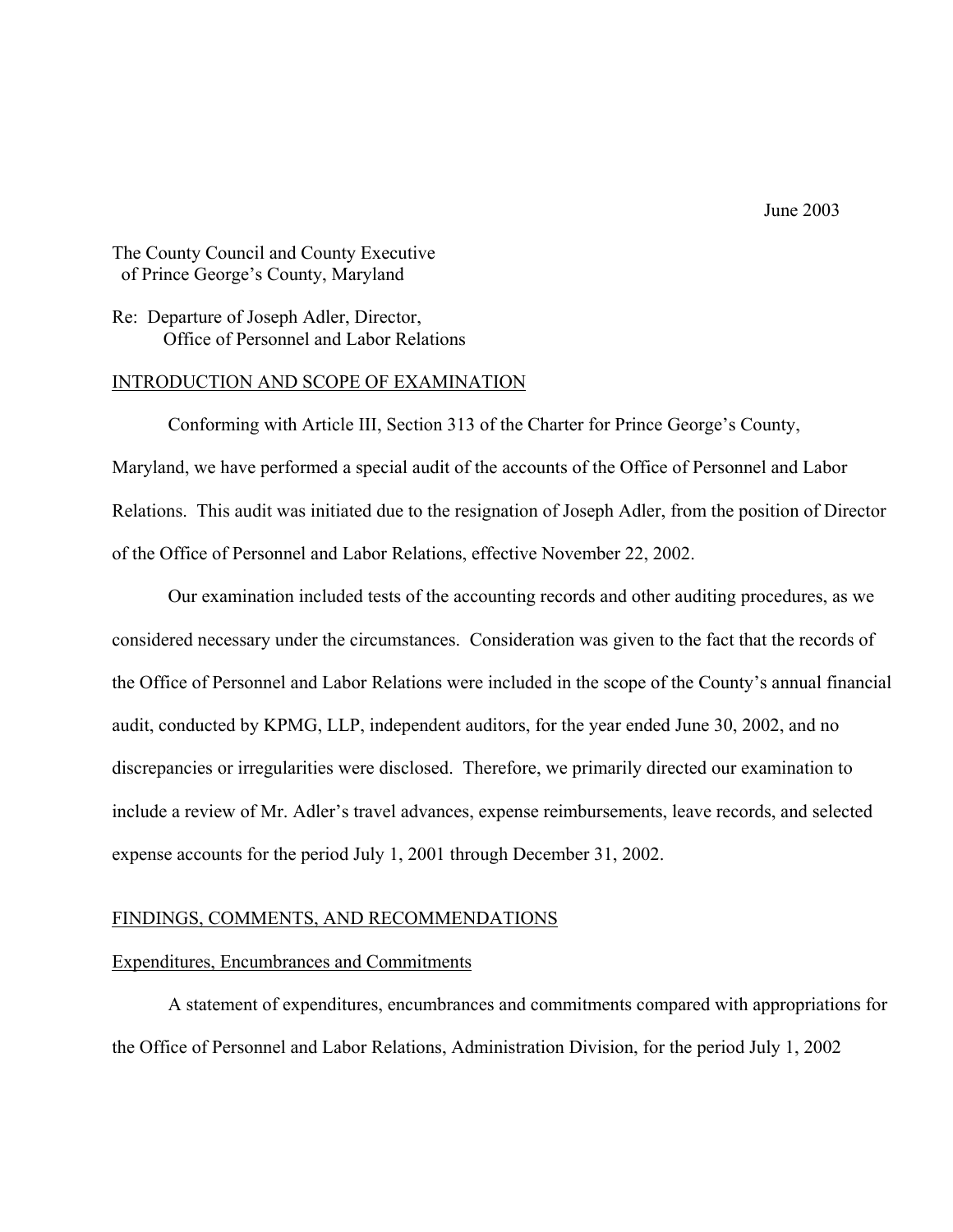June 2003

The County Council and County Executive
of Prince George's County, Maryland

Re: Departure of Joseph Adler, Director,
Office of Personnel and Labor Relations

## INTRODUCTION AND SCOPE OF EXAMINATION

Conforming with Article III, Section 313 of the Charter for Prince George's County, Maryland, we have performed a special audit of the accounts of the Office of Personnel and Labor Relations. This audit was initiated due to the resignation of Joseph Adler, from the position of Director of the Office of Personnel and Labor Relations, effective November 22, 2002.

Our examination included tests of the accounting records and other auditing procedures, as we considered necessary under the circumstances. Consideration was given to the fact that the records of the Office of Personnel and Labor Relations were included in the scope of the County's annual financial audit, conducted by KPMG, LLP, independent auditors, for the year ended June 30, 2002, and no discrepancies or irregularities were disclosed. Therefore, we primarily directed our examination to include a review of Mr. Adler's travel advances, expense reimbursements, leave records, and selected expense accounts for the period July 1, 2001 through December 31, 2002.

## FINDINGS, COMMENTS, AND RECOMMENDATIONS

### Expenditures, Encumbrances and Commitments

A statement of expenditures, encumbrances and commitments compared with appropriations for the Office of Personnel and Labor Relations, Administration Division, for the period July 1, 2002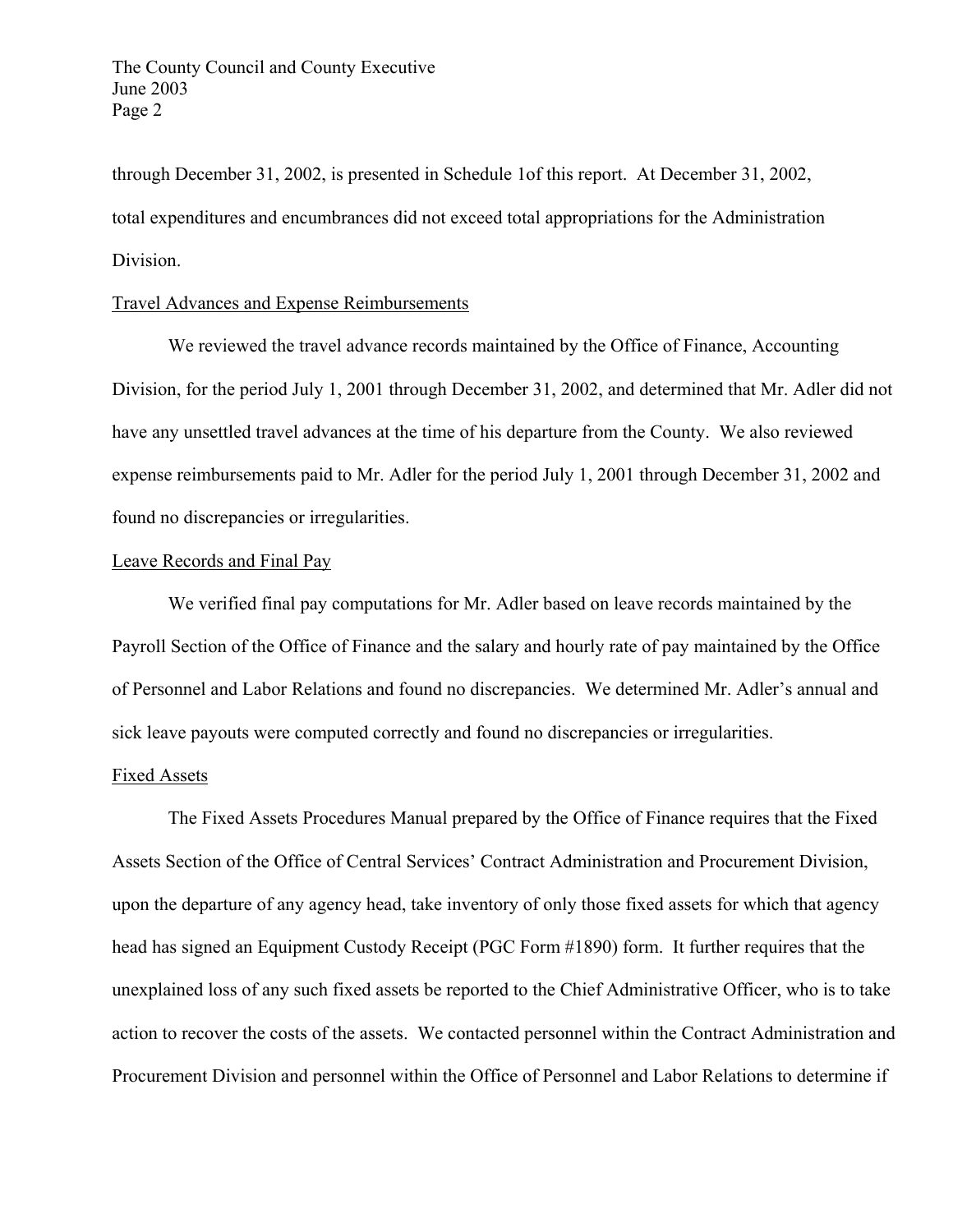through December 31, 2002, is presented in Schedule 1of this report. At December 31, 2002, total expenditures and encumbrances did not exceed total appropriations for the Administration Division.

## Travel Advances and Expense Reimbursements

We reviewed the travel advance records maintained by the Office of Finance, Accounting Division, for the period July 1, 2001 through December 31, 2002, and determined that Mr. Adler did not have any unsettled travel advances at the time of his departure from the County. We also reviewed expense reimbursements paid to Mr. Adler for the period July 1, 2001 through December 31, 2002 and found no discrepancies or irregularities.

## Leave Records and Final Pay

We verified final pay computations for Mr. Adler based on leave records maintained by the Payroll Section of the Office of Finance and the salary and hourly rate of pay maintained by the Office of Personnel and Labor Relations and found no discrepancies. We determined Mr. Adler's annual and sick leave payouts were computed correctly and found no discrepancies or irregularities.

## Fixed Assets

The Fixed Assets Procedures Manual prepared by the Office of Finance requires that the Fixed Assets Section of the Office of Central Services' Contract Administration and Procurement Division, upon the departure of any agency head, take inventory of only those fixed assets for which that agency head has signed an Equipment Custody Receipt (PGC Form #1890) form. It further requires that the unexplained loss of any such fixed assets be reported to the Chief Administrative Officer, who is to take action to recover the costs of the assets. We contacted personnel within the Contract Administration and Procurement Division and personnel within the Office of Personnel and Labor Relations to determine if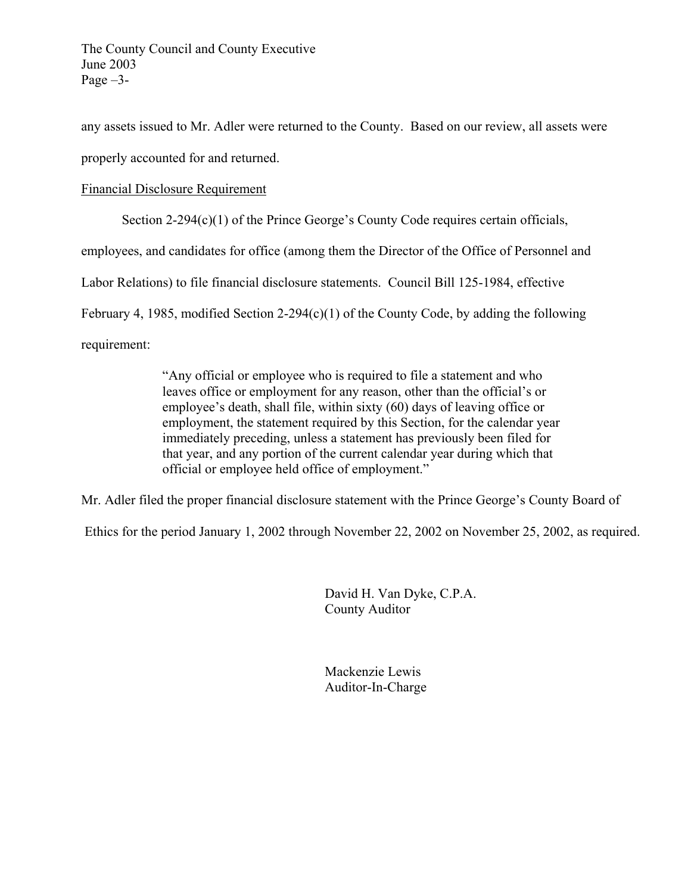any assets issued to Mr. Adler were returned to the County. Based on our review, all assets were properly accounted for and returned.

<u>Financial Disclosure Requirement</u>

Section 2-294(c)(1) of the Prince George's County Code requires certain officials, employees, and candidates for office (among them the Director of the Office of Personnel and Labor Relations) to file financial disclosure statements. Council Bill 125-1984, effective February 4, 1985, modified Section 2-294(c)(1) of the County Code, by adding the following requirement:

> "Any official or employee who is required to file a statement and who leaves office or employment for any reason, other than the official's or employee's death, shall file, within sixty (60) days of leaving office or employment, the statement required by this Section, for the calendar year immediately preceding, unless a statement has previously been filed for that year, and any portion of the current calendar year during which that official or employee held office of employment."

Mr. Adler filed the proper financial disclosure statement with the Prince George's County Board of Ethics for the period January 1, 2002 through November 22, 2002 on November 25, 2002, as required.

David H. Van Dyke, C.P.A.
County Auditor

Mackenzie Lewis
Auditor-In-Charge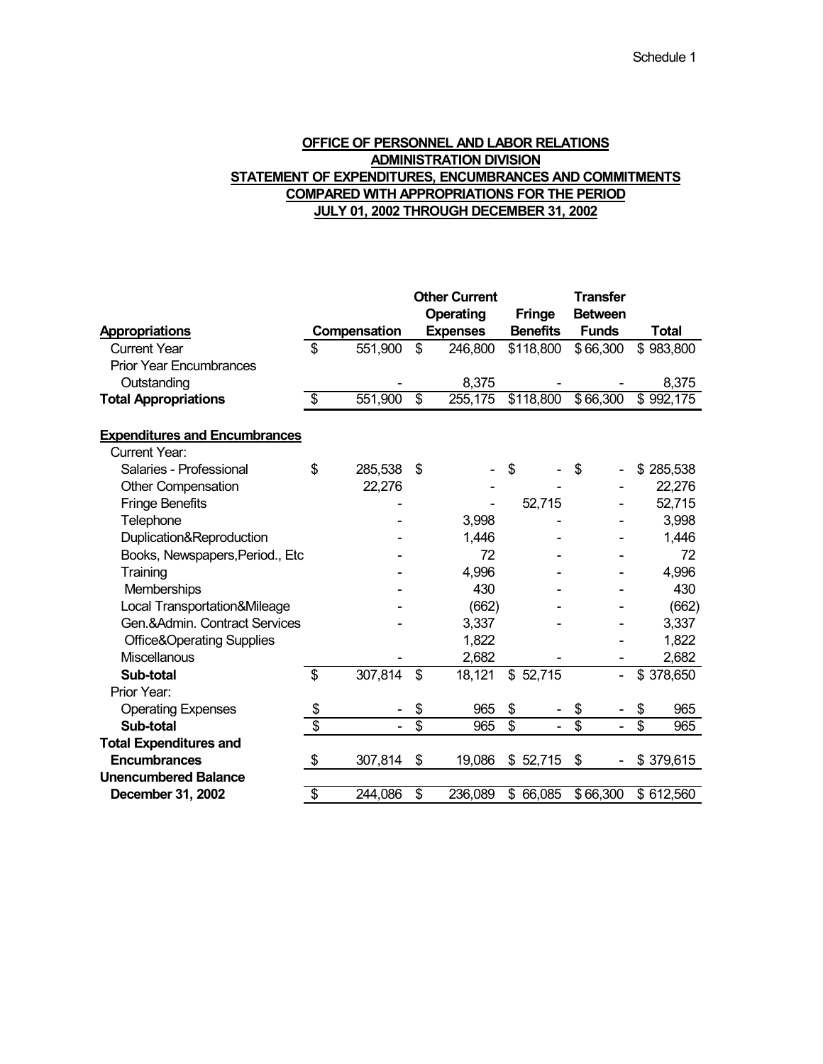Schedule 1

**OFFICE OF PERSONNEL AND LABOR RELATIONS**
**ADMINISTRATION DIVISION**
**STATEMENT OF EXPENDITURES, ENCUMBRANCES AND COMMITMENTS**
**COMPARED WITH APPROPRIATIONS FOR THE PERIOD**
**JULY 01, 2002 THROUGH DECEMBER 31, 2002**

| **Appropriations** | **Compensation** | **Other Current Operating Expenses** | **Fringe Benefits** | **Transfer Between Funds** | **Total** |
|---|---|---|---|---|---|
| Current Year | $ 551,900 | $ 246,800 | $118,800 | $ 66,300 | $ 983,800 |
| Prior Year Encumbrances Outstanding | - | 8,375 | - | - | 8,375 |
| **Total Appropriations** | $ 551,900 | $ 255,175 | $118,800 | $ 66,300 | $ 992,175 |
| **Expenditures and Encumbrances** | | | | | |
| Current Year: | | | | | |
| Salaries - Professional | $ 285,538 | $ - | $ - | $ - | $ 285,538 |
| Other Compensation | 22,276 | - | - | - | 22,276 |
| Fringe Benefits | - | - | 52,715 | - | 52,715 |
| Telephone | - | 3,998 | - | - | 3,998 |
| Duplication&Reproduction | - | 1,446 | - | - | 1,446 |
| Books, Newspapers,Period., Etc | - | 72 | - | - | 72 |
| Training | - | 4,996 | - | - | 4,996 |
| Memberships | - | 430 | - | - | 430 |
| Local Transportation&Mileage | - | (662) | - | - | (662) |
| Gen.&Admin. Contract Services | - | 3,337 | - | - | 3,337 |
| Office&Operating Supplies | | 1,822 | | - | 1,822 |
| Miscellanous | - | 2,682 | - | - | 2,682 |
| **Sub-total** | $ 307,814 | $ 18,121 | $ 52,715 | - | $ 378,650 |
| Prior Year: | | | | | |
| Operating Expenses | $ - | $ 965 | $ - | $ - | $ 965 |
| **Sub-total** | $ - | $ 965 | $ - | $ - | $ 965 |
| **Total Expenditures and Encumbrances** | $ 307,814 | $ 19,086 | $ 52,715 | $ - | $ 379,615 |
| **Unencumbered Balance December 31, 2002** | $ 244,086 | $ 236,089 | $ 66,085 | $ 66,300 | $ 612,560 |